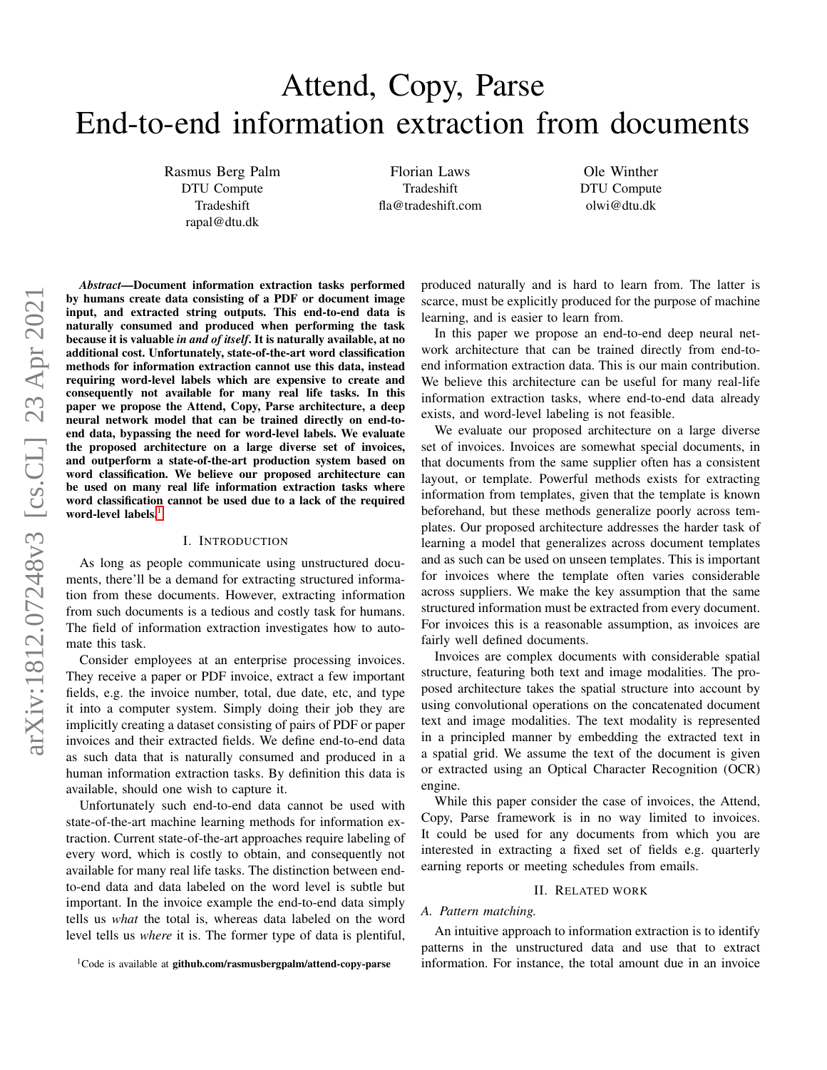# Attend, Copy, Parse
# End-to-end information extraction from documents

Rasmus Berg Palm
DTU Compute
Tradeshift
rapal@dtu.dk

Florian Laws
Tradeshift
fla@tradeshift.com

Ole Winther
DTU Compute
olwi@dtu.dk

***Abstract*—Document information extraction tasks performed by humans create data consisting of a PDF or document image input, and extracted string outputs. This end-to-end data is naturally consumed and produced when performing the task because it is valuable *in and of itself*. It is naturally available, at no additional cost. Unfortunately, state-of-the-art word classification methods for information extraction cannot use this data, instead requiring word-level labels which are expensive to create and consequently not available for many real life tasks. In this paper we propose the Attend, Copy, Parse architecture, a deep neural network model that can be trained directly on end-to-end data, bypassing the need for word-level labels. We evaluate the proposed architecture on a large diverse set of invoices, and outperform a state-of-the-art production system based on word classification. We believe our proposed architecture can be used on many real life information extraction tasks where word classification cannot be used due to a lack of the required word-level labels.[1]**

## I. Introduction

As long as people communicate using unstructured documents, there'll be a demand for extracting structured information from these documents. However, extracting information from such documents is a tedious and costly task for humans. The field of information extraction investigates how to automate this task.

Consider employees at an enterprise processing invoices. They receive a paper or PDF invoice, extract a few important fields, e.g. the invoice number, total, due date, etc, and type it into a computer system. Simply doing their job they are implicitly creating a dataset consisting of pairs of PDF or paper invoices and their extracted fields. We define end-to-end data as such data that is naturally consumed and produced in a human information extraction tasks. By definition this data is available, should one wish to capture it.

Unfortunately such end-to-end data cannot be used with state-of-the-art machine learning methods for information extraction. Current state-of-the-art approaches require labeling of every word, which is costly to obtain, and consequently not available for many real life tasks. The distinction between end-to-end data and data labeled on the word level is subtle but important. In the invoice example the end-to-end data simply tells us *what* the total is, whereas data labeled on the word level tells us *where* it is. The former type of data is plentiful, produced naturally and is hard to learn from. The latter is scarce, must be explicitly produced for the purpose of machine learning, and is easier to learn from.

In this paper we propose an end-to-end deep neural network architecture that can be trained directly from end-to-end information extraction data. This is our main contribution. We believe this architecture can be useful for many real-life information extraction tasks, where end-to-end data already exists, and word-level labeling is not feasible.

We evaluate our proposed architecture on a large diverse set of invoices. Invoices are somewhat special documents, in that documents from the same supplier often has a consistent layout, or template. Powerful methods exists for extracting information from templates, given that the template is known beforehand, but these methods generalize poorly across templates. Our proposed architecture addresses the harder task of learning a model that generalizes across document templates and as such can be used on unseen templates. This is important for invoices where the template often varies considerable across suppliers. We make the key assumption that the same structured information must be extracted from every document. For invoices this is a reasonable assumption, as invoices are fairly well defined documents.

Invoices are complex documents with considerable spatial structure, featuring both text and image modalities. The proposed architecture takes the spatial structure into account by using convolutional operations on the concatenated document text and image modalities. The text modality is represented in a principled manner by embedding the extracted text in a spatial grid. We assume the text of the document is given or extracted using an Optical Character Recognition (OCR) engine.

While this paper consider the case of invoices, the Attend, Copy, Parse framework is in no way limited to invoices. It could be used for any documents from which you are interested in extracting a fixed set of fields e.g. quarterly earning reports or meeting schedules from emails.

## II. Related work

### A. Pattern matching.

An intuitive approach to information extraction is to identify patterns in the unstructured data and use that to extract information. For instance, the total amount due in an invoice

[1]Code is available at **github.com/rasmusbergpalm/attend-copy-parse**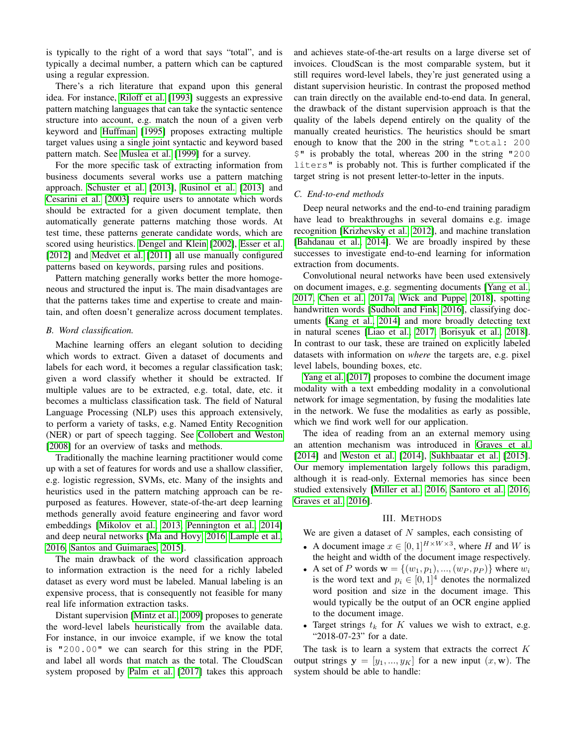is typically to the right of a word that says "total", and is typically a decimal number, a pattern which can be captured using a regular expression.

There's a rich literature that expand upon this general idea. For instance, Riloff et al. [1993] suggests an expressive pattern matching languages that can take the syntactic sentence structure into account, e.g. match the noun of a given verb keyword and Huffman [1995] proposes extracting multiple target values using a single joint syntactic and keyword based pattern match. See Muslea et al. [1999] for a survey.

For the more specific task of extracting information from business documents several works use a pattern matching approach. Schuster et al. [2013], Rusinol et al. [2013] and Cesarini et al. [2003] require users to annotate which words should be extracted for a given document template, then automatically generate patterns matching those words. At test time, these patterns generate candidate words, which are scored using heuristics. Dengel and Klein [2002], Esser et al. [2012] and Medvet et al. [2011] all use manually configured patterns based on keywords, parsing rules and positions.

Pattern matching generally works better the more homogeneous and structured the input is. The main disadvantages are that the patterns takes time and expertise to create and maintain, and often doesn't generalize across document templates.

### *B. Word classification.*

Machine learning offers an elegant solution to deciding which words to extract. Given a dataset of documents and labels for each word, it becomes a regular classification task; given a word classify whether it should be extracted. If multiple values are to be extracted, e.g. total, date, etc. it becomes a multiclass classification task. The field of Natural Language Processing (NLP) uses this approach extensively, to perform a variety of tasks, e.g. Named Entity Recognition (NER) or part of speech tagging. See Collobert and Weston [2008] for an overview of tasks and methods.

Traditionally the machine learning practitioner would come up with a set of features for words and use a shallow classifier, e.g. logistic regression, SVMs, etc. Many of the insights and heuristics used in the pattern matching approach can be re-purposed as features. However, state-of-the-art deep learning methods generally avoid feature engineering and favor word embeddings [Mikolov et al., 2013, Pennington et al., 2014] and deep neural networks [Ma and Hovy, 2016, Lample et al., 2016, Santos and Guimaraes, 2015].

The main drawback of the word classification approach to information extraction is the need for a richly labeled dataset as every word must be labeled. Manual labeling is an expensive process, that is consequently not feasible for many real life information extraction tasks.

Distant supervision [Mintz et al., 2009] proposes to generate the word-level labels heuristically from the available data. For instance, in our invoice example, if we know the total is `"200.00"` we can search for this string in the PDF, and label all words that match as the total. The CloudScan system proposed by Palm et al. [2017] takes this approach and achieves state-of-the-art results on a large diverse set of invoices. CloudScan is the most comparable system, but it still requires word-level labels, they're just generated using a distant supervision heuristic. In contrast the proposed method can train directly on the available end-to-end data. In general, the drawback of the distant supervision approach is that the quality of the labels depend entirely on the quality of the manually created heuristics. The heuristics should be smart enough to know that the 200 in the string `"total: 200 $"` is probably the total, whereas 200 in the string `"200 liters"` is probably not. This is further complicated if the target string is not present letter-to-letter in the inputs.

### *C. End-to-end methods*

Deep neural networks and the end-to-end training paradigm have lead to breakthroughs in several domains e.g. image recognition [Krizhevsky et al., 2012], and machine translation [Bahdanau et al., 2014]. We are broadly inspired by these successes to investigate end-to-end learning for information extraction from documents.

Convolutional neural networks have been used extensively on document images, e.g. segmenting documents [Yang et al., 2017, Chen et al., 2017a, Wick and Puppe, 2018], spotting handwritten words [Sudholt and Fink, 2016], classifying documents [Kang et al., 2014] and more broadly detecting text in natural scenes [Liao et al., 2017, Borisyuk et al., 2018]. In contrast to our task, these are trained on explicitly labeled datasets with information on *where* the targets are, e.g. pixel level labels, bounding boxes, etc.

Yang et al. [2017] proposes to combine the document image modality with a text embedding modality in a convolutional network for image segmentation, by fusing the modalities late in the network. We fuse the modalities as early as possible, which we find work well for our application.

The idea of reading from an external memory using an attention mechanism was introduced in Graves et al. [2014] and Weston et al. [2014], Sukhbaatar et al. [2015]. Our memory implementation largely follows this paradigm, although it is read-only. External memories has since been studied extensively [Miller et al., 2016, Santoro et al., 2016, Graves et al., 2016].

## III. Methods

We are given a dataset of $N$ samples, each consisting of

- A document image $x \in [0, 1]^{H \times W \times 3}$, where $H$ and $W$ is the height and width of the document image respectively.
- A set of $P$ words $\mathbf{w} = \{(w_1, p_1), ..., (w_P, p_P)\}$ where $w_i$ is the word text and $p_i \in [0, 1]^4$ denotes the normalized word position and size in the document image. This would typically be the output of an OCR engine applied to the document image.
- Target strings $t_k$ for $K$ values we wish to extract, e.g. "2018-07-23" for a date.

The task is to learn a system that extracts the correct $K$ output strings $\mathbf{y} = [y_1, ..., y_K]$ for a new input $(x, \mathbf{w})$. The system should be able to handle: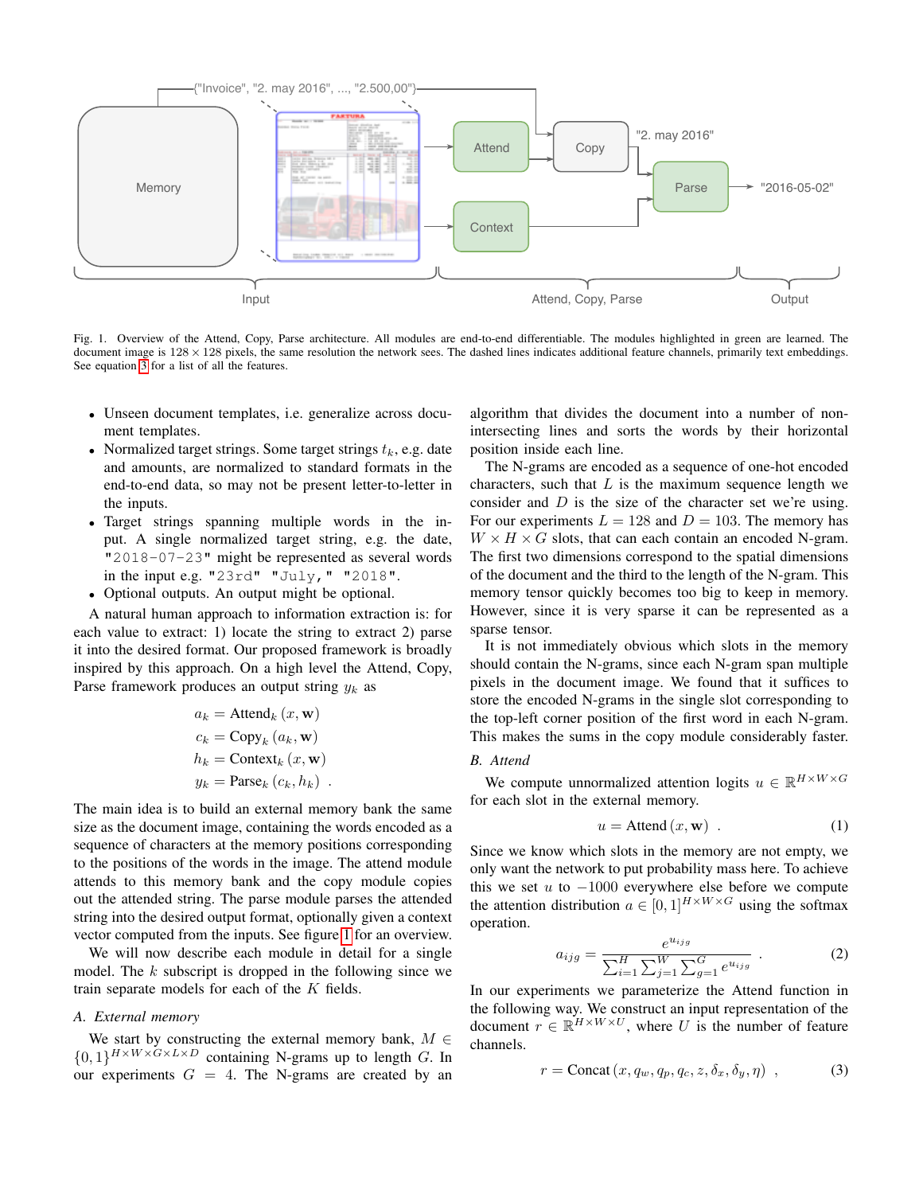Fig. 1. Overview of the Attend, Copy, Parse architecture. All modules are end-to-end differentiable. The modules highlighted in green are learned. The document image is $128 \times 128$ pixels, the same resolution the network sees. The dashed lines indicates additional feature channels, primarily text embeddings. See equation 3 for a list of all the features.

- Unseen document templates, i.e. generalize across document templates.
- Normalized target strings. Some target strings $t_k$, e.g. date and amounts, are normalized to standard formats in the end-to-end data, so may not be present letter-to-letter in the inputs.
- Target strings spanning multiple words in the input. A single normalized target string, e.g. the date, `"2018-07-23"` might be represented as several words in the input e.g. `"23rd" "July," "2018"`.
- Optional outputs. An output might be optional.

A natural human approach to information extraction is: for each value to extract: 1) locate the string to extract 2) parse it into the desired format. Our proposed framework is broadly inspired by this approach. On a high level the Attend, Copy, Parse framework produces an output string $y_k$ as

$$
\begin{aligned}
a_k &= \text{Attend}_k\left(x, \mathbf{w}\right) \\
c_k &= \text{Copy}_k\left(a_k, \mathbf{w}\right) \\
h_k &= \text{Context}_k\left(x, \mathbf{w}\right) \\
y_k &= \text{Parse}_k\left(c_k, h_k\right) \ .
\end{aligned}
$$

The main idea is to build an external memory bank the same size as the document image, containing the words encoded as a sequence of characters at the memory positions corresponding to the positions of the words in the image. The attend module attends to this memory bank and the copy module copies out the attended string. The parse module parses the attended string into the desired output format, optionally given a context vector computed from the inputs. See figure 1 for an overview.

We will now describe each module in detail for a single model. The $k$ subscript is dropped in the following since we train separate models for each of the $K$ fields.

### A. External memory

We start by constructing the external memory bank, $M \in \{0,1\}^{H \times W \times G \times L \times D}$ containing N-grams up to length $G$. In our experiments $G = 4$. The N-grams are created by an algorithm that divides the document into a number of non-intersecting lines and sorts the words by their horizontal position inside each line.

The N-grams are encoded as a sequence of one-hot encoded characters, such that $L$ is the maximum sequence length we consider and $D$ is the size of the character set we're using. For our experiments $L = 128$ and $D = 103$. The memory has $W \times H \times G$ slots, that can each contain an encoded N-gram. The first two dimensions correspond to the spatial dimensions of the document and the third to the length of the N-gram. This memory tensor quickly becomes too big to keep in memory. However, since it is very sparse it can be represented as a sparse tensor.

It is not immediately obvious which slots in the memory should contain the N-grams, since each N-gram span multiple pixels in the document image. We found that it suffices to store the encoded N-grams in the single slot corresponding to the top-left corner position of the first word in each N-gram. This makes the sums in the copy module considerably faster.

### B. Attend

We compute unnormalized attention logits $u \in \mathbb{R}^{H \times W \times G}$ for each slot in the external memory.

$$
u = \text{Attend}\left(x, \mathbf{w}\right) \ . \tag{1}
$$

Since we know which slots in the memory are not empty, we only want the network to put probability mass here. To achieve this we set $u$ to $-1000$ everywhere else before we compute the attention distribution $a \in [0,1]^{H \times W \times G}$ using the softmax operation.

$$
a_{ijg} = \frac{e^{u_{ijg}}}{\sum_{i=1}^{H} \sum_{j=1}^{W} \sum_{g=1}^{G} e^{u_{ijg}}} \ . \tag{2}
$$

In our experiments we parameterize the Attend function in the following way. We construct an input representation of the document $r \in \mathbb{R}^{H \times W \times U}$, where $U$ is the number of feature channels.

$$
r = \text{Concat}\left(x, q_w, q_p, q_c, z, \delta_x, \delta_y, \eta\right) \ , \tag{3}
$$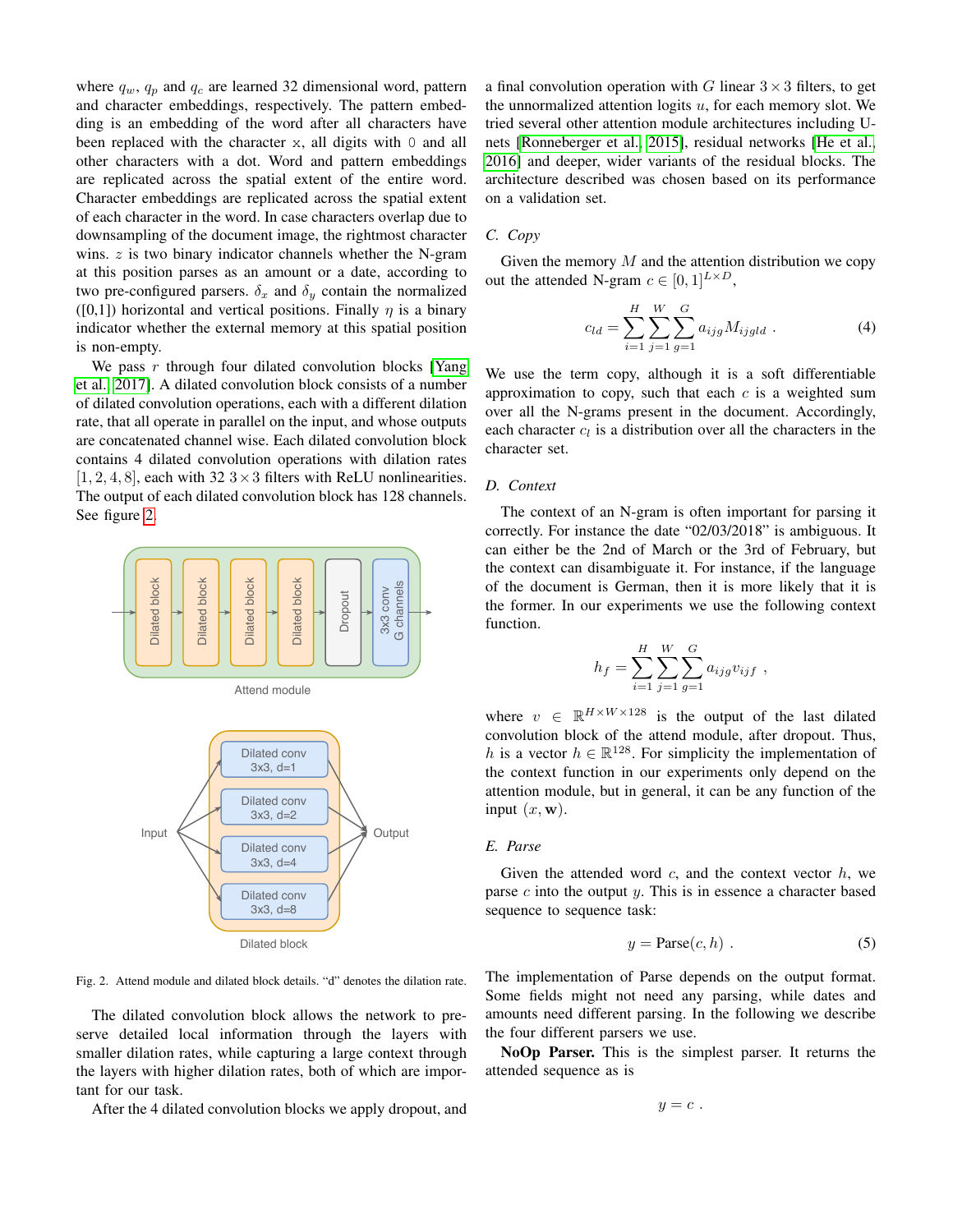where $q_w$, $q_p$ and $q_c$ are learned 32 dimensional word, pattern and character embeddings, respectively. The pattern embedding is an embedding of the word after all characters have been replaced with the character x, all digits with 0 and all other characters with a dot. Word and pattern embeddings are replicated across the spatial extent of the entire word. Character embeddings are replicated across the spatial extent of each character in the word. In case characters overlap due to downsampling of the document image, the rightmost character wins. $z$ is two binary indicator channels whether the N-gram at this position parses as an amount or a date, according to two pre-configured parsers. $\delta_x$ and $\delta_y$ contain the normalized ([0,1]) horizontal and vertical positions. Finally $\eta$ is a binary indicator whether the external memory at this spatial position is non-empty.

We pass $r$ through four dilated convolution blocks [Yang et al., 2017]. A dilated convolution block consists of a number of dilated convolution operations, each with a different dilation rate, that all operate in parallel on the input, and whose outputs are concatenated channel wise. Each dilated convolution block contains 4 dilated convolution operations with dilation rates $[1, 2, 4, 8]$, each with 32 $3 \times 3$ filters with ReLU nonlinearities. The output of each dilated convolution block has 128 channels. See figure 2.

Fig. 2. Attend module and dilated block details. "d" denotes the dilation rate.

The dilated convolution block allows the network to preserve detailed local information through the layers with smaller dilation rates, while capturing a large context through the layers with higher dilation rates, both of which are important for our task.

After the 4 dilated convolution blocks we apply dropout, and a final convolution operation with $G$ linear $3 \times 3$ filters, to get the unnormalized attention logits $u$, for each memory slot. We tried several other attention module architectures including U-nets [Ronneberger et al., 2015], residual networks [He et al., 2016] and deeper, wider variants of the residual blocks. The architecture described was chosen based on its performance on a validation set.

### C. Copy

Given the memory $M$ and the attention distribution we copy out the attended N-gram $c \in [0, 1]^{L \times D}$,

$$c_{ld} = \sum_{i=1}^{H} \sum_{j=1}^{W} \sum_{g=1}^{G} a_{ijg} M_{ijgld} \ . \tag{4}$$

We use the term copy, although it is a soft differentiable approximation to copy, such that each $c$ is a weighted sum over all the N-grams present in the document. Accordingly, each character $c_l$ is a distribution over all the characters in the character set.

### D. Context

The context of an N-gram is often important for parsing it correctly. For instance the date "02/03/2018" is ambiguous. It can either be the 2nd of March or the 3rd of February, but the context can disambiguate it. For instance, if the language of the document is German, then it is more likely that it is the former. In our experiments we use the following context function.

$$h_f = \sum_{i=1}^{H} \sum_{j=1}^{W} \sum_{g=1}^{G} a_{ijg} v_{ijf} \ ,$$

where $v \in \mathbb{R}^{H \times W \times 128}$ is the output of the last dilated convolution block of the attend module, after dropout. Thus, $h$ is a vector $h \in \mathbb{R}^{128}$. For simplicity the implementation of the context function in our experiments only depend on the attention module, but in general, it can be any function of the input $(x, \mathbf{w})$.

### E. Parse

Given the attended word $c$, and the context vector $h$, we parse $c$ into the output $y$. This is in essence a character based sequence to sequence task:

$$y = \text{Parse}(c, h) \ . \tag{5}$$

The implementation of Parse depends on the output format. Some fields might not need any parsing, while dates and amounts need different parsing. In the following we describe the four different parsers we use.

**NoOp Parser.** This is the simplest parser. It returns the attended sequence as is

$$y = c \ .$$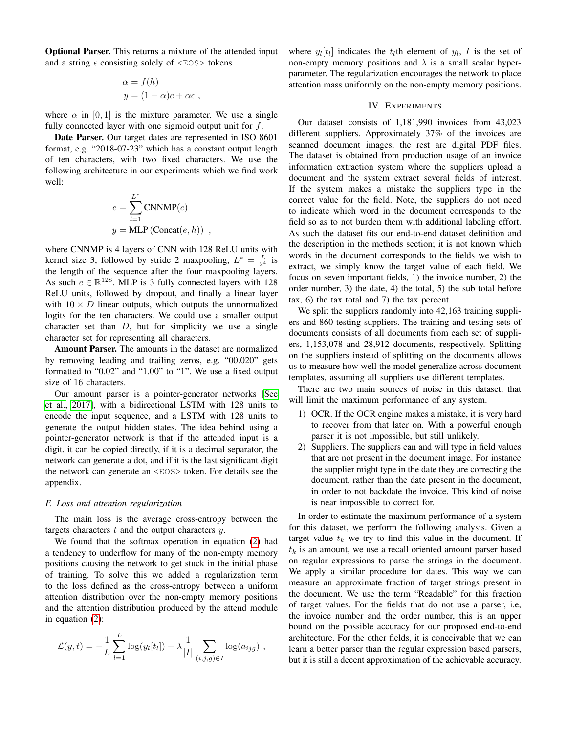**Optional Parser.** This returns a mixture of the attended input and a string $\epsilon$ consisting solely of `<EOS>` tokens

$$
\begin{aligned}
\alpha &= f(h) \\
y &= (1-\alpha)c + \alpha\epsilon \ ,
\end{aligned}
$$

where $\alpha$ in $[0, 1]$ is the mixture parameter. We use a single fully connected layer with one sigmoid output unit for $f$.

**Date Parser.** Our target dates are represented in ISO 8601 format, e.g. "2018-07-23" which has a constant output length of ten characters, with two fixed characters. We use the following architecture in our experiments which we find work well:

$$
\begin{aligned}
e &= \sum_{l=1}^{L^*} \text{CNNMP}(c) \\
y &= \text{MLP}\left(\text{Concat}(e, h)\right) \ ,
\end{aligned}
$$

where CNNMP is 4 layers of CNN with 128 ReLU units with kernel size 3, followed by stride 2 maxpooling, $L^* = \frac{L}{2^4}$ is the length of the sequence after the four maxpooling layers. As such $e \in \mathbb{R}^{128}$. MLP is 3 fully connected layers with 128 ReLU units, followed by dropout, and finally a linear layer with $10 \times D$ linear outputs, which outputs the unnormalized logits for the ten characters. We could use a smaller output character set than $D$, but for simplicity we use a single character set for representing all characters.

**Amount Parser.** The amounts in the dataset are normalized by removing leading and trailing zeros, e.g. "00.020" gets formatted to "0.02" and "1.00" to "1". We use a fixed output size of 16 characters.

Our amount parser is a pointer-generator networks [See et al., 2017], with a bidirectional LSTM with 128 units to encode the input sequence, and a LSTM with 128 units to generate the output hidden states. The idea behind using a pointer-generator network is that if the attended input is a digit, it can be copied directly, if it is a decimal separator, the network can generate a dot, and if it is the last significant digit the network can generate an `<EOS>` token. For details see the appendix.

### F. Loss and attention regularization

The main loss is the average cross-entropy between the targets characters $t$ and the output characters $y$.

We found that the softmax operation in equation (2) had a tendency to underflow for many of the non-empty memory positions causing the network to get stuck in the initial phase of training. To solve this we added a regularization term to the loss defined as the cross-entropy between a uniform attention distribution over the non-empty memory positions and the attention distribution produced by the attend module in equation (2):

$$
\mathcal{L}(y, t) = -\frac{1}{L}\sum_{l=1}^{L} \log(y_l[t_l]) - \lambda \frac{1}{|I|} \sum_{(i,j,g)\in I} \log(a_{ijg}) \ ,
$$

where $y_l[t_l]$ indicates the $t_l$th element of $y_l$, $I$ is the set of non-empty memory positions and $\lambda$ is a small scalar hyperparameter. The regularization encourages the network to place attention mass uniformly on the non-empty memory positions.

## IV. Experiments

Our dataset consists of 1,181,990 invoices from 43,023 different suppliers. Approximately 37% of the invoices are scanned document images, the rest are digital PDF files. The dataset is obtained from production usage of an invoice information extraction system where the suppliers upload a document and the system extract several fields of interest. If the system makes a mistake the suppliers type in the correct value for the field. Note, the suppliers do not need to indicate which word in the document corresponds to the field so as to not burden them with additional labeling effort. As such the dataset fits our end-to-end dataset definition and the description in the methods section; it is not known which words in the document corresponds to the fields we wish to extract, we simply know the target value of each field. We focus on seven important fields, 1) the invoice number, 2) the order number, 3) the date, 4) the total, 5) the sub total before tax, 6) the tax total and 7) the tax percent.

We split the suppliers randomly into 42,163 training suppliers and 860 testing suppliers. The training and testing sets of documents consists of all documents from each set of suppliers, 1,153,078 and 28,912 documents, respectively. Splitting on the suppliers instead of splitting on the documents allows us to measure how well the model generalize across document templates, assuming all suppliers use different templates.

There are two main sources of noise in this dataset, that will limit the maximum performance of any system.

1) OCR. If the OCR engine makes a mistake, it is very hard to recover from that later on. With a powerful enough parser it is not impossible, but still unlikely.
2) Suppliers. The suppliers can and will type in field values that are not present in the document image. For instance the supplier might type in the date they are correcting the document, rather than the date present in the document, in order to not backdate the invoice. This kind of noise is near impossible to correct for.

In order to estimate the maximum performance of a system for this dataset, we perform the following analysis. Given a target value $t_k$ we try to find this value in the document. If $t_k$ is an amount, we use a recall oriented amount parser based on regular expressions to parse the strings in the document. We apply a similar procedure for dates. This way we can measure an approximate fraction of target strings present in the document. We use the term "Readable" for this fraction of target values. For the fields that do not use a parser, i.e, the invoice number and the order number, this is an upper bound on the possible accuracy for our proposed end-to-end architecture. For the other fields, it is conceivable that we can learn a better parser than the regular expression based parsers, but it is still a decent approximation of the achievable accuracy.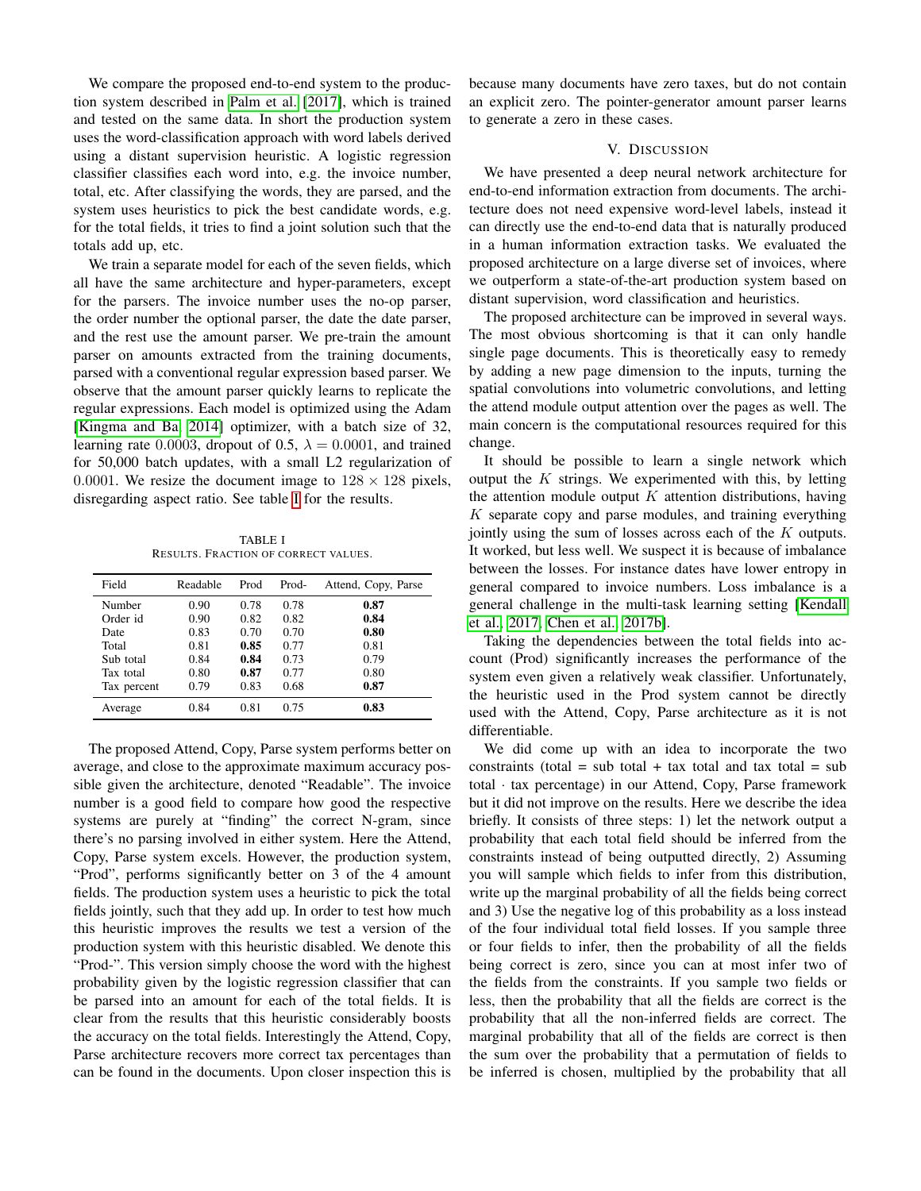We compare the proposed end-to-end system to the production system described in [Palm et al. [2017]], which is trained and tested on the same data. In short the production system uses the word-classification approach with word labels derived using a distant supervision heuristic. A logistic regression classifier classifies each word into, e.g. the invoice number, total, etc. After classifying the words, they are parsed, and the system uses heuristics to pick the best candidate words, e.g. for the total fields, it tries to find a joint solution such that the totals add up, etc.

We train a separate model for each of the seven fields, which all have the same architecture and hyper-parameters, except for the parsers. The invoice number uses the no-op parser, the order number the optional parser, the date the date parser, and the rest use the amount parser. We pre-train the amount parser on amounts extracted from the training documents, parsed with a conventional regular expression based parser. We observe that the amount parser quickly learns to replicate the regular expressions. Each model is optimized using the Adam [Kingma and Ba [2014]] optimizer, with a batch size of 32, learning rate $0.0003$, dropout of 0.5, $\lambda = 0.0001$, and trained for 50,000 batch updates, with a small L2 regularization of $0.0001$. We resize the document image to $128 \times 128$ pixels, disregarding aspect ratio. See table I for the results.

TABLE I
RESULTS. FRACTION OF CORRECT VALUES.

| Field | Readable | Prod | Prod- | Attend, Copy, Parse |
|---|---|---|---|---|
| Number | 0.90 | 0.78 | 0.78 | **0.87** |
| Order id | 0.90 | 0.82 | 0.82 | **0.84** |
| Date | 0.83 | 0.70 | 0.70 | **0.80** |
| Total | 0.81 | **0.85** | 0.77 | 0.81 |
| Sub total | 0.84 | **0.84** | 0.73 | 0.79 |
| Tax total | 0.80 | **0.87** | 0.77 | 0.80 |
| Tax percent | 0.79 | 0.83 | 0.68 | **0.87** |
| Average | 0.84 | 0.81 | 0.75 | **0.83** |

The proposed Attend, Copy, Parse system performs better on average, and close to the approximate maximum accuracy possible given the architecture, denoted "Readable". The invoice number is a good field to compare how good the respective systems are purely at "finding" the correct N-gram, since there's no parsing involved in either system. Here the Attend, Copy, Parse system excels. However, the production system, "Prod", performs significantly better on 3 of the 4 amount fields. The production system uses a heuristic to pick the total fields jointly, such that they add up. In order to test how much this heuristic improves the results we test a version of the production system with this heuristic disabled. We denote this "Prod-". This version simply choose the word with the highest probability given by the logistic regression classifier that can be parsed into an amount for each of the total fields. It is clear from the results that this heuristic considerably boosts the accuracy on the total fields. Interestingly the Attend, Copy, Parse architecture recovers more correct tax percentages than can be found in the documents. Upon closer inspection this is because many documents have zero taxes, but do not contain an explicit zero. The pointer-generator amount parser learns to generate a zero in these cases.

## V. Discussion

We have presented a deep neural network architecture for end-to-end information extraction from documents. The architecture does not need expensive word-level labels, instead it can directly use the end-to-end data that is naturally produced in a human information extraction tasks. We evaluated the proposed architecture on a large diverse set of invoices, where we outperform a state-of-the-art production system based on distant supervision, word classification and heuristics.

The proposed architecture can be improved in several ways. The most obvious shortcoming is that it can only handle single page documents. This is theoretically easy to remedy by adding a new page dimension to the inputs, turning the spatial convolutions into volumetric convolutions, and letting the attend module output attention over the pages as well. The main concern is the computational resources required for this change.

It should be possible to learn a single network which output the $K$ strings. We experimented with this, by letting the attention module output $K$ attention distributions, having $K$ separate copy and parse modules, and training everything jointly using the sum of losses across each of the $K$ outputs. It worked, but less well. We suspect it is because of imbalance between the losses. For instance dates have lower entropy in general compared to invoice numbers. Loss imbalance is a general challenge in the multi-task learning setting [Kendall et al. [2017], Chen et al. [2017b]].

Taking the dependencies between the total fields into account (Prod) significantly increases the performance of the system even given a relatively weak classifier. Unfortunately, the heuristic used in the Prod system cannot be directly used with the Attend, Copy, Parse architecture as it is not differentiable.

We did come up with an idea to incorporate the two constraints (total = sub total + tax total and tax total = sub total $\cdot$ tax percentage) in our Attend, Copy, Parse framework but it did not improve on the results. Here we describe the idea briefly. It consists of three steps: 1) let the network output a probability that each total field should be inferred from the constraints instead of being outputted directly, 2) Assuming you will sample which fields to infer from this distribution, write up the marginal probability of all the fields being correct and 3) Use the negative log of this probability as a loss instead of the four individual total field losses. If you sample three or four fields to infer, then the probability of all the fields being correct is zero, since you can at most infer two of the fields from the constraints. If you sample two fields or less, then the probability that all the fields are correct is the probability that all the non-inferred fields are correct. The marginal probability that all of the fields are correct is then the sum over the probability that a permutation of fields to be inferred is chosen, multiplied by the probability that all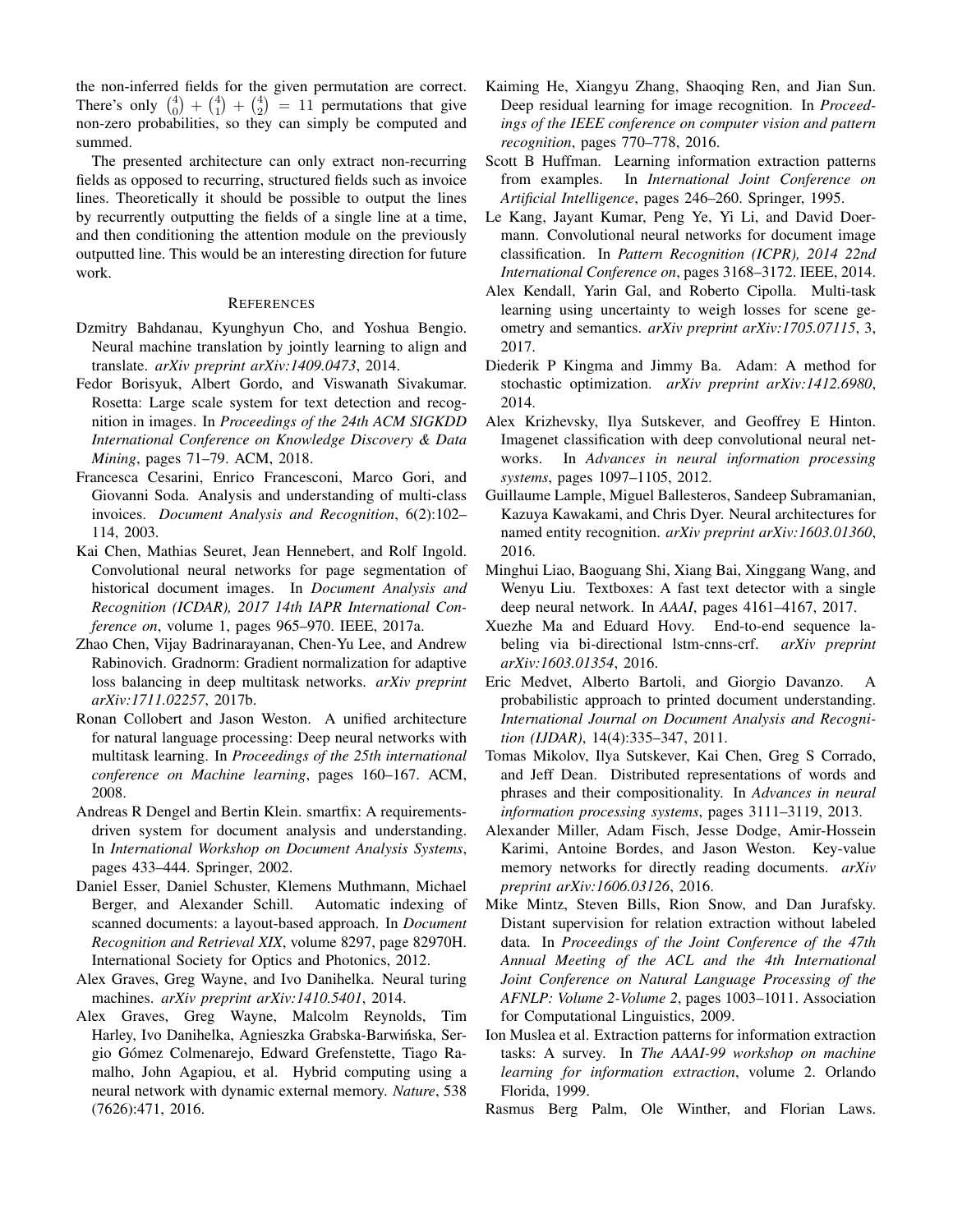the non-inferred fields for the given permutation are correct. There's only $\binom{4}{0} + \binom{4}{1} + \binom{4}{2} = 11$ permutations that give non-zero probabilities, so they can simply be computed and summed.

The presented architecture can only extract non-recurring fields as opposed to recurring, structured fields such as invoice lines. Theoretically it should be possible to output the lines by recurrently outputting the fields of a single line at a time, and then conditioning the attention module on the previously outputted line. This would be an interesting direction for future work.

## References

Dzmitry Bahdanau, Kyunghyun Cho, and Yoshua Bengio. Neural machine translation by jointly learning to align and translate. *arXiv preprint arXiv:1409.0473*, 2014.

Fedor Borisyuk, Albert Gordo, and Viswanath Sivakumar. Rosetta: Large scale system for text detection and recognition in images. In *Proceedings of the 24th ACM SIGKDD International Conference on Knowledge Discovery & Data Mining*, pages 71–79. ACM, 2018.

Francesca Cesarini, Enrico Francesconi, Marco Gori, and Giovanni Soda. Analysis and understanding of multi-class invoices. *Document Analysis and Recognition*, 6(2):102–114, 2003.

Kai Chen, Mathias Seuret, Jean Hennebert, and Rolf Ingold. Convolutional neural networks for page segmentation of historical document images. In *Document Analysis and Recognition (ICDAR), 2017 14th IAPR International Conference on*, volume 1, pages 965–970. IEEE, 2017a.

Zhao Chen, Vijay Badrinarayanan, Chen-Yu Lee, and Andrew Rabinovich. Gradnorm: Gradient normalization for adaptive loss balancing in deep multitask networks. *arXiv preprint arXiv:1711.02257*, 2017b.

Ronan Collobert and Jason Weston. A unified architecture for natural language processing: Deep neural networks with multitask learning. In *Proceedings of the 25th international conference on Machine learning*, pages 160–167. ACM, 2008.

Andreas R Dengel and Bertin Klein. smartfix: A requirements-driven system for document analysis and understanding. In *International Workshop on Document Analysis Systems*, pages 433–444. Springer, 2002.

Daniel Esser, Daniel Schuster, Klemens Muthmann, Michael Berger, and Alexander Schill. Automatic indexing of scanned documents: a layout-based approach. In *Document Recognition and Retrieval XIX*, volume 8297, page 82970H. International Society for Optics and Photonics, 2012.

Alex Graves, Greg Wayne, and Ivo Danihelka. Neural turing machines. *arXiv preprint arXiv:1410.5401*, 2014.

Alex Graves, Greg Wayne, Malcolm Reynolds, Tim Harley, Ivo Danihelka, Agnieszka Grabska-Barwińska, Sergio Gómez Colmenarejo, Edward Grefenstette, Tiago Ramalho, John Agapiou, et al. Hybrid computing using a neural network with dynamic external memory. *Nature*, 538 (7626):471, 2016.

Kaiming He, Xiangyu Zhang, Shaoqing Ren, and Jian Sun. Deep residual learning for image recognition. In *Proceedings of the IEEE conference on computer vision and pattern recognition*, pages 770–778, 2016.

Scott B Huffman. Learning information extraction patterns from examples. In *International Joint Conference on Artificial Intelligence*, pages 246–260. Springer, 1995.

Le Kang, Jayant Kumar, Peng Ye, Yi Li, and David Doermann. Convolutional neural networks for document image classification. In *Pattern Recognition (ICPR), 2014 22nd International Conference on*, pages 3168–3172. IEEE, 2014.

Alex Kendall, Yarin Gal, and Roberto Cipolla. Multi-task learning using uncertainty to weigh losses for scene geometry and semantics. *arXiv preprint arXiv:1705.07115*, 3, 2017.

Diederik P Kingma and Jimmy Ba. Adam: A method for stochastic optimization. *arXiv preprint arXiv:1412.6980*, 2014.

Alex Krizhevsky, Ilya Sutskever, and Geoffrey E Hinton. Imagenet classification with deep convolutional neural networks. In *Advances in neural information processing systems*, pages 1097–1105, 2012.

Guillaume Lample, Miguel Ballesteros, Sandeep Subramanian, Kazuya Kawakami, and Chris Dyer. Neural architectures for named entity recognition. *arXiv preprint arXiv:1603.01360*, 2016.

Minghui Liao, Baoguang Shi, Xiang Bai, Xinggang Wang, and Wenyu Liu. Textboxes: A fast text detector with a single deep neural network. In *AAAI*, pages 4161–4167, 2017.

Xuezhe Ma and Eduard Hovy. End-to-end sequence labeling via bi-directional lstm-cnns-crf. *arXiv preprint arXiv:1603.01354*, 2016.

Eric Medvet, Alberto Bartoli, and Giorgio Davanzo. A probabilistic approach to printed document understanding. *International Journal on Document Analysis and Recognition (IJDAR)*, 14(4):335–347, 2011.

Tomas Mikolov, Ilya Sutskever, Kai Chen, Greg S Corrado, and Jeff Dean. Distributed representations of words and phrases and their compositionality. In *Advances in neural information processing systems*, pages 3111–3119, 2013.

Alexander Miller, Adam Fisch, Jesse Dodge, Amir-Hossein Karimi, Antoine Bordes, and Jason Weston. Key-value memory networks for directly reading documents. *arXiv preprint arXiv:1606.03126*, 2016.

Mike Mintz, Steven Bills, Rion Snow, and Dan Jurafsky. Distant supervision for relation extraction without labeled data. In *Proceedings of the Joint Conference of the 47th Annual Meeting of the ACL and the 4th International Joint Conference on Natural Language Processing of the AFNLP: Volume 2-Volume 2*, pages 1003–1011. Association for Computational Linguistics, 2009.

Ion Muslea et al. Extraction patterns for information extraction tasks: A survey. In *The AAAI-99 workshop on machine learning for information extraction*, volume 2. Orlando Florida, 1999.

Rasmus Berg Palm, Ole Winther, and Florian Laws.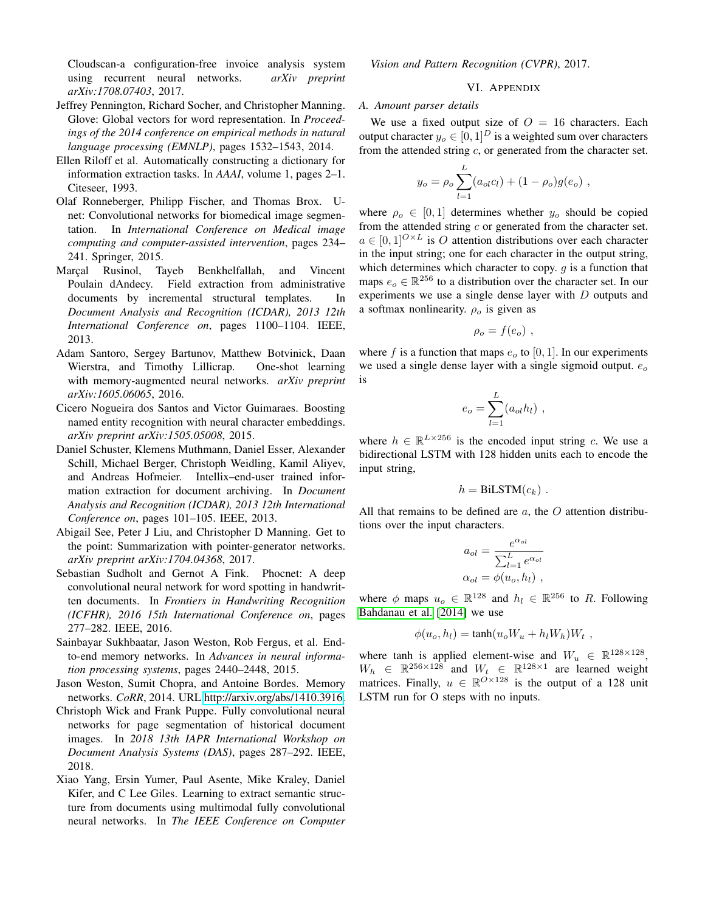Cloudscan-a configuration-free invoice analysis system using recurrent neural networks. *arXiv preprint arXiv:1708.07403*, 2017.

Jeffrey Pennington, Richard Socher, and Christopher Manning. Glove: Global vectors for word representation. In *Proceedings of the 2014 conference on empirical methods in natural language processing (EMNLP)*, pages 1532–1543, 2014.

Ellen Riloff et al. Automatically constructing a dictionary for information extraction tasks. In *AAAI*, volume 1, pages 2–1. Citeseer, 1993.

Olaf Ronneberger, Philipp Fischer, and Thomas Brox. U-net: Convolutional networks for biomedical image segmentation. In *International Conference on Medical image computing and computer-assisted intervention*, pages 234–241. Springer, 2015.

Marçal Rusinol, Tayeb Benkhelfallah, and Vincent Poulain dAndecy. Field extraction from administrative documents by incremental structural templates. In *Document Analysis and Recognition (ICDAR), 2013 12th International Conference on*, pages 1100–1104. IEEE, 2013.

Adam Santoro, Sergey Bartunov, Matthew Botvinick, Daan Wierstra, and Timothy Lillicrap. One-shot learning with memory-augmented neural networks. *arXiv preprint arXiv:1605.06065*, 2016.

Cicero Nogueira dos Santos and Victor Guimaraes. Boosting named entity recognition with neural character embeddings. *arXiv preprint arXiv:1505.05008*, 2015.

Daniel Schuster, Klemens Muthmann, Daniel Esser, Alexander Schill, Michael Berger, Christoph Weidling, Kamil Aliyev, and Andreas Hofmeier. Intellix–end-user trained information extraction for document archiving. In *Document Analysis and Recognition (ICDAR), 2013 12th International Conference on*, pages 101–105. IEEE, 2013.

Abigail See, Peter J Liu, and Christopher D Manning. Get to the point: Summarization with pointer-generator networks. *arXiv preprint arXiv:1704.04368*, 2017.

Sebastian Sudholt and Gernot A Fink. Phocnet: A deep convolutional neural network for word spotting in handwritten documents. In *Frontiers in Handwriting Recognition (ICFHR), 2016 15th International Conference on*, pages 277–282. IEEE, 2016.

Sainbayar Sukhbaatar, Jason Weston, Rob Fergus, et al. End-to-end memory networks. In *Advances in neural information processing systems*, pages 2440–2448, 2015.

Jason Weston, Sumit Chopra, and Antoine Bordes. Memory networks. *CoRR*, 2014. URL http://arxiv.org/abs/1410.3916.

Christoph Wick and Frank Puppe. Fully convolutional neural networks for page segmentation of historical document images. In *2018 13th IAPR International Workshop on Document Analysis Systems (DAS)*, pages 287–292. IEEE, 2018.

Xiao Yang, Ersin Yumer, Paul Asente, Mike Kraley, Daniel Kifer, and C Lee Giles. Learning to extract semantic structure from documents using multimodal fully convolutional neural networks. In *The IEEE Conference on Computer Vision and Pattern Recognition (CVPR)*, 2017.

## VI. Appendix

### A. Amount parser details

We use a fixed output size of $O = 16$ characters. Each output character $y_o \in [0, 1]^D$ is a weighted sum over characters from the attended string $c$, or generated from the character set.

$$y_o = \rho_o \sum_{l=1}^{L} (a_{ol} c_l) + (1 - \rho_o) g(e_o) \ ,$$

where $\rho_o \in [0, 1]$ determines whether $y_o$ should be copied from the attended string $c$ or generated from the character set. $a \in [0, 1]^{O \times L}$ is $O$ attention distributions over each character in the input string; one for each character in the output string, which determines which character to copy. $g$ is a function that maps $e_o \in \mathbb{R}^{256}$ to a distribution over the character set. In our experiments we use a single dense layer with $D$ outputs and a softmax nonlinearity. $\rho_o$ is given as

$$\rho_o = f(e_o) \ ,$$

where $f$ is a function that maps $e_o$ to $[0, 1]$. In our experiments we used a single dense layer with a single sigmoid output. $e_o$ is

$$e_o = \sum_{l=1}^{L} (a_{ol} h_l) \ ,$$

where $h \in \mathbb{R}^{L \times 256}$ is the encoded input string $c$. We use a bidirectional LSTM with 128 hidden units each to encode the input string,

$$h = \text{BiLSTM}(c_k) \ .$$

All that remains to be defined are $a$, the $O$ attention distributions over the input characters.

$$a_{ol} = \frac{e^{\alpha_{ol}}}{\sum_{l=1}^{L} e^{\alpha_{ol}}}$$
$$\alpha_{ol} = \phi(u_o, h_l) \ ,$$

where $\phi$ maps $u_o \in \mathbb{R}^{128}$ and $h_l \in \mathbb{R}^{256}$ to $R$. Following Bahdanau et al. [2014] we use

$$\phi(u_o, h_l) = \tanh(u_o W_u + h_l W_h) W_t \ ,$$

where tanh is applied element-wise and $W_u \in \mathbb{R}^{128 \times 128}$, $W_h \in \mathbb{R}^{256 \times 128}$ and $W_t \in \mathbb{R}^{128 \times 1}$ are learned weight matrices. Finally, $u \in \mathbb{R}^{O \times 128}$ is the output of a 128 unit LSTM run for O steps with no inputs.